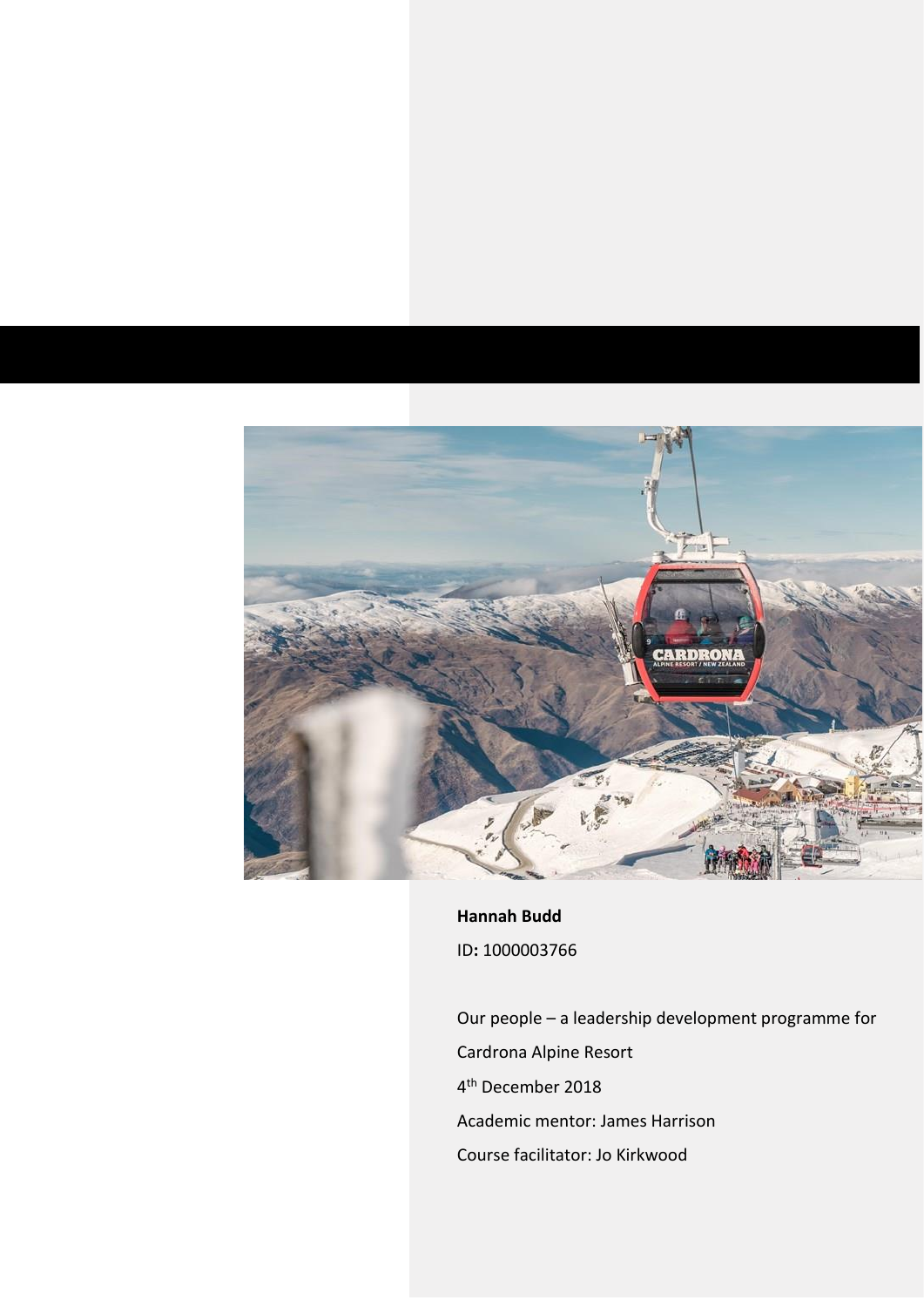**Hannah Budd**

ID**:** 1000003766

Our people – a leadership development programme for Cardrona Alpine Resort

4th December 2018

Academic mentor: James Harrison

Course facilitator: Jo Kirkwood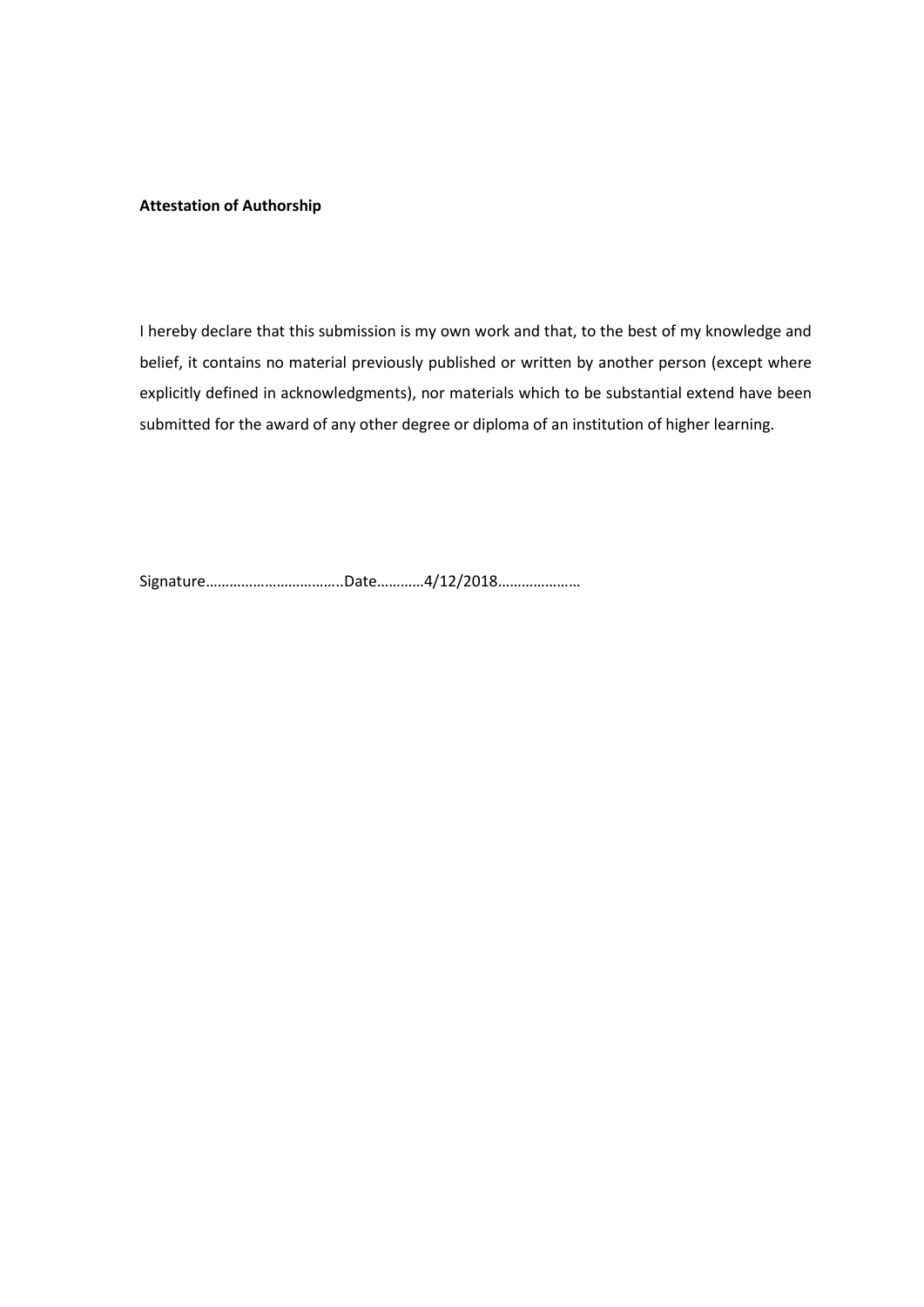**Attestation of Authorship**

I hereby declare that this submission is my own work and that, to the best of my knowledge and belief, it contains no material previously published or written by another person (except where explicitly defined in acknowledgments), nor materials which to be substantial extend have been submitted for the award of any other degree or diploma of an institution of higher learning.

Signature……………………………..Date…………4/12/2018…………………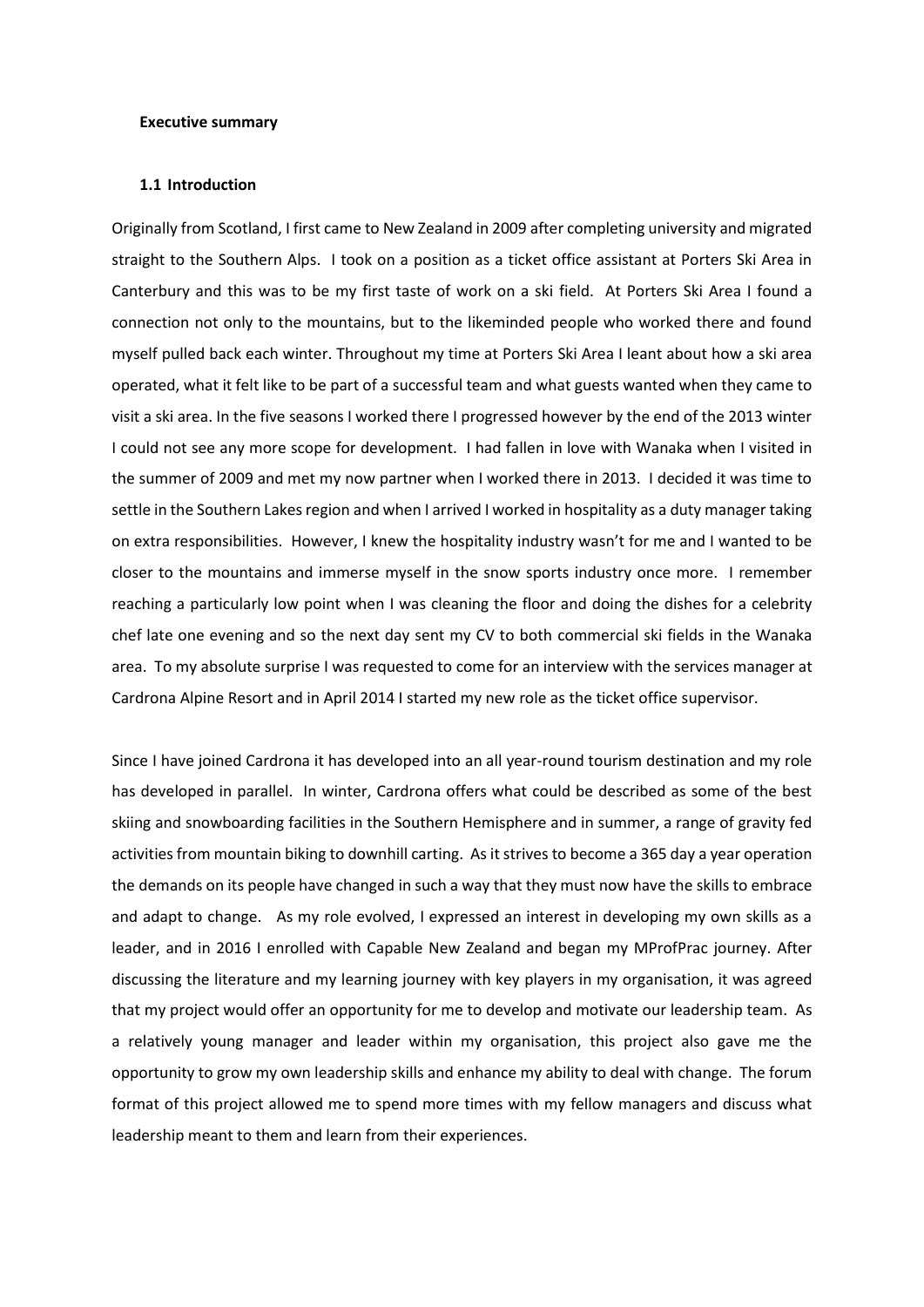**Executive summary**

**1.1 Introduction**

Originally from Scotland, I first came to New Zealand in 2009 after completing university and migrated straight to the Southern Alps. I took on a position as a ticket office assistant at Porters Ski Area in Canterbury and this was to be my first taste of work on a ski field. At Porters Ski Area I found a connection not only to the mountains, but to the likeminded people who worked there and found myself pulled back each winter. Throughout my time at Porters Ski Area I leant about how a ski area operated, what it felt like to be part of a successful team and what guests wanted when they came to visit a ski area. In the five seasons I worked there I progressed however by the end of the 2013 winter I could not see any more scope for development. I had fallen in love with Wanaka when I visited in the summer of 2009 and met my now partner when I worked there in 2013. I decided it was time to settle in the Southern Lakes region and when I arrived I worked in hospitality as a duty manager taking on extra responsibilities. However, I knew the hospitality industry wasn't for me and I wanted to be closer to the mountains and immerse myself in the snow sports industry once more. I remember reaching a particularly low point when I was cleaning the floor and doing the dishes for a celebrity chef late one evening and so the next day sent my CV to both commercial ski fields in the Wanaka area. To my absolute surprise I was requested to come for an interview with the services manager at Cardrona Alpine Resort and in April 2014 I started my new role as the ticket office supervisor.

Since I have joined Cardrona it has developed into an all year-round tourism destination and my role has developed in parallel. In winter, Cardrona offers what could be described as some of the best skiing and snowboarding facilities in the Southern Hemisphere and in summer, a range of gravity fed activities from mountain biking to downhill carting. As it strives to become a 365 day a year operation the demands on its people have changed in such a way that they must now have the skills to embrace and adapt to change. As my role evolved, I expressed an interest in developing my own skills as a leader, and in 2016 I enrolled with Capable New Zealand and began my MProfPrac journey. After discussing the literature and my learning journey with key players in my organisation, it was agreed that my project would offer an opportunity for me to develop and motivate our leadership team. As a relatively young manager and leader within my organisation, this project also gave me the opportunity to grow my own leadership skills and enhance my ability to deal with change. The forum format of this project allowed me to spend more times with my fellow managers and discuss what leadership meant to them and learn from their experiences.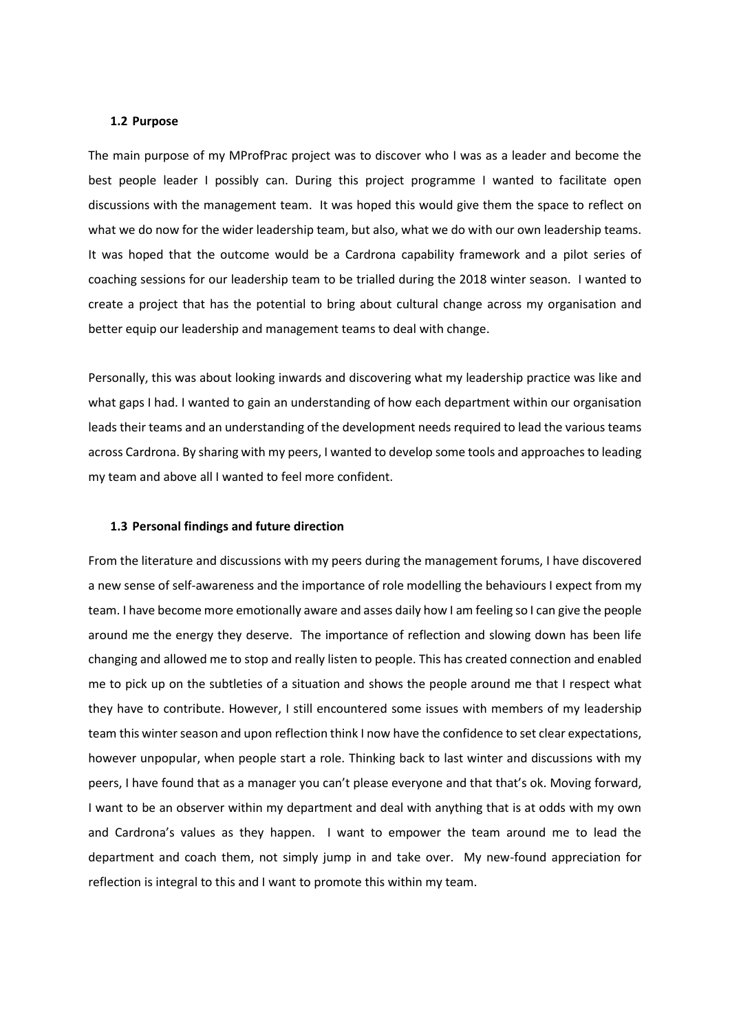### 1.2 Purpose

The main purpose of my MProfPrac project was to discover who I was as a leader and become the best people leader I possibly can. During this project programme I wanted to facilitate open discussions with the management team. It was hoped this would give them the space to reflect on what we do now for the wider leadership team, but also, what we do with our own leadership teams. It was hoped that the outcome would be a Cardrona capability framework and a pilot series of coaching sessions for our leadership team to be trialled during the 2018 winter season. I wanted to create a project that has the potential to bring about cultural change across my organisation and better equip our leadership and management teams to deal with change.

Personally, this was about looking inwards and discovering what my leadership practice was like and what gaps I had. I wanted to gain an understanding of how each department within our organisation leads their teams and an understanding of the development needs required to lead the various teams across Cardrona. By sharing with my peers, I wanted to develop some tools and approaches to leading my team and above all I wanted to feel more confident.

### 1.3 Personal findings and future direction

From the literature and discussions with my peers during the management forums, I have discovered a new sense of self-awareness and the importance of role modelling the behaviours I expect from my team. I have become more emotionally aware and asses daily how I am feeling so I can give the people around me the energy they deserve. The importance of reflection and slowing down has been life changing and allowed me to stop and really listen to people. This has created connection and enabled me to pick up on the subtleties of a situation and shows the people around me that I respect what they have to contribute. However, I still encountered some issues with members of my leadership team this winter season and upon reflection think I now have the confidence to set clear expectations, however unpopular, when people start a role. Thinking back to last winter and discussions with my peers, I have found that as a manager you can't please everyone and that that's ok. Moving forward, I want to be an observer within my department and deal with anything that is at odds with my own and Cardrona's values as they happen. I want to empower the team around me to lead the department and coach them, not simply jump in and take over. My new-found appreciation for reflection is integral to this and I want to promote this within my team.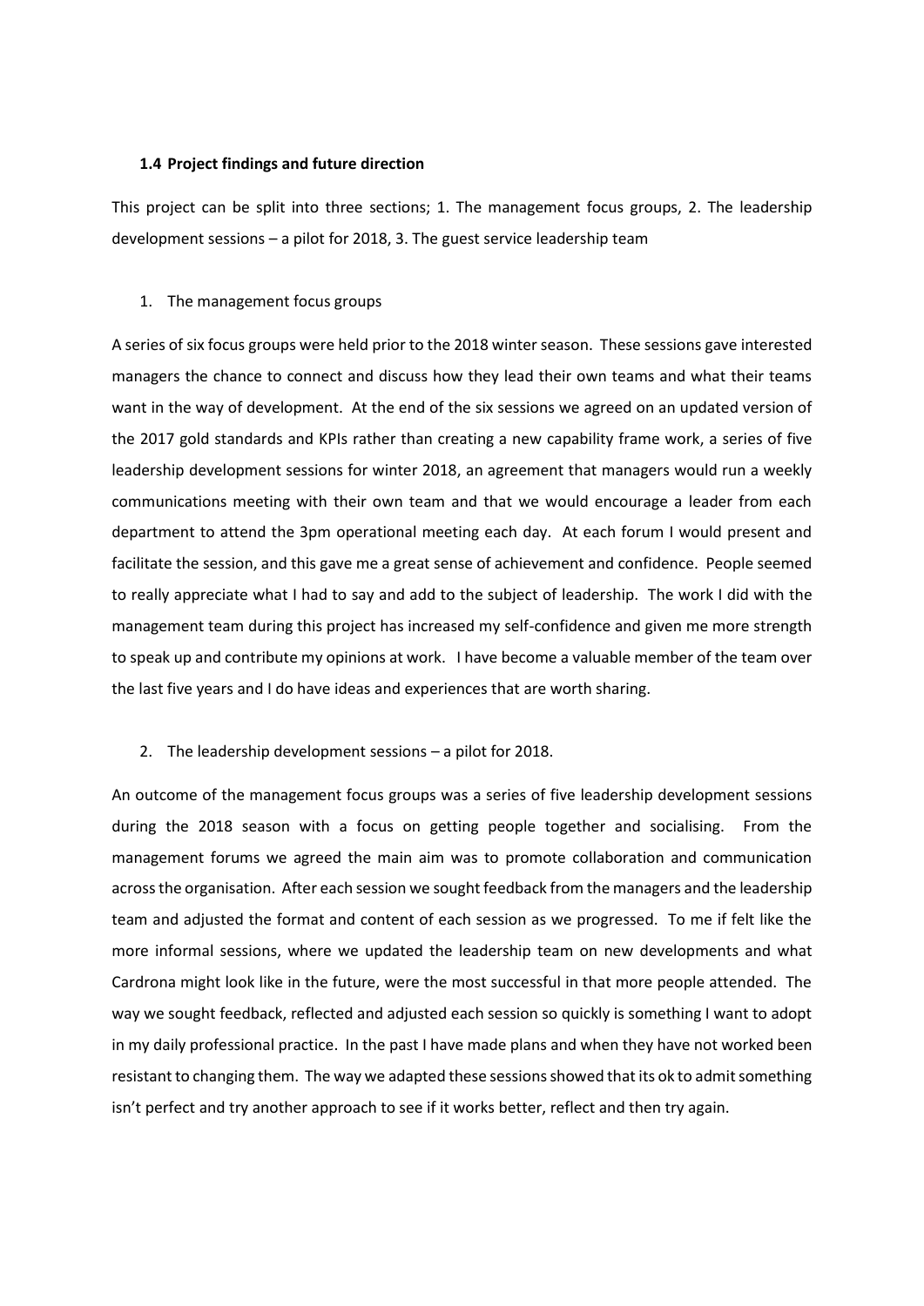### 1.4 Project findings and future direction

This project can be split into three sections; 1. The management focus groups, 2. The leadership development sessions – a pilot for 2018, 3. The guest service leadership team

1. The management focus groups

A series of six focus groups were held prior to the 2018 winter season. These sessions gave interested managers the chance to connect and discuss how they lead their own teams and what their teams want in the way of development. At the end of the six sessions we agreed on an updated version of the 2017 gold standards and KPIs rather than creating a new capability frame work, a series of five leadership development sessions for winter 2018, an agreement that managers would run a weekly communications meeting with their own team and that we would encourage a leader from each department to attend the 3pm operational meeting each day. At each forum I would present and facilitate the session, and this gave me a great sense of achievement and confidence. People seemed to really appreciate what I had to say and add to the subject of leadership. The work I did with the management team during this project has increased my self-confidence and given me more strength to speak up and contribute my opinions at work. I have become a valuable member of the team over the last five years and I do have ideas and experiences that are worth sharing.

2. The leadership development sessions – a pilot for 2018.

An outcome of the management focus groups was a series of five leadership development sessions during the 2018 season with a focus on getting people together and socialising. From the management forums we agreed the main aim was to promote collaboration and communication across the organisation. After each session we sought feedback from the managers and the leadership team and adjusted the format and content of each session as we progressed. To me if felt like the more informal sessions, where we updated the leadership team on new developments and what Cardrona might look like in the future, were the most successful in that more people attended. The way we sought feedback, reflected and adjusted each session so quickly is something I want to adopt in my daily professional practice. In the past I have made plans and when they have not worked been resistant to changing them. The way we adapted these sessions showed that its ok to admit something isn't perfect and try another approach to see if it works better, reflect and then try again.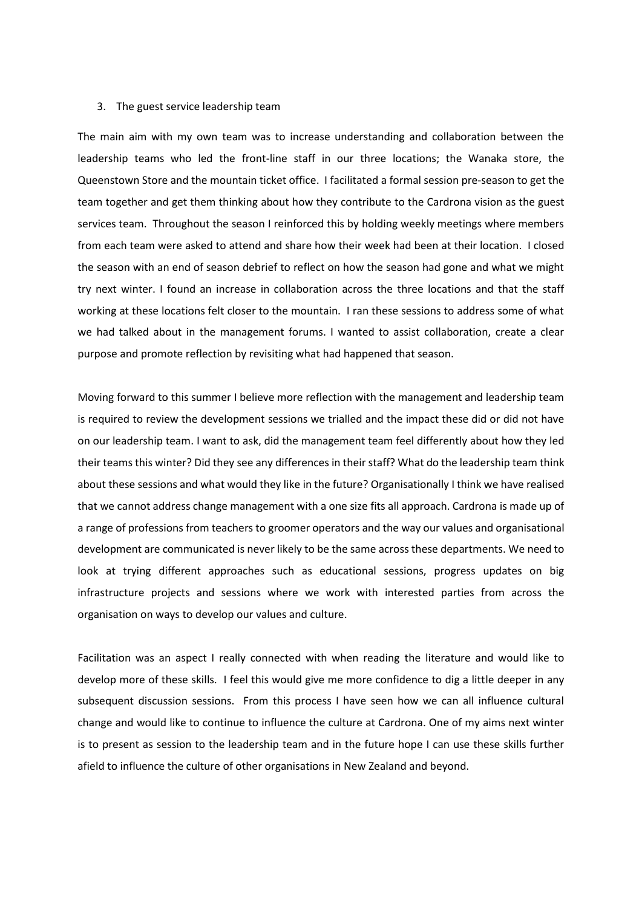3. The guest service leadership team

The main aim with my own team was to increase understanding and collaboration between the leadership teams who led the front-line staff in our three locations; the Wanaka store, the Queenstown Store and the mountain ticket office. I facilitated a formal session pre-season to get the team together and get them thinking about how they contribute to the Cardrona vision as the guest services team. Throughout the season I reinforced this by holding weekly meetings where members from each team were asked to attend and share how their week had been at their location. I closed the season with an end of season debrief to reflect on how the season had gone and what we might try next winter. I found an increase in collaboration across the three locations and that the staff working at these locations felt closer to the mountain. I ran these sessions to address some of what we had talked about in the management forums. I wanted to assist collaboration, create a clear purpose and promote reflection by revisiting what had happened that season.

Moving forward to this summer I believe more reflection with the management and leadership team is required to review the development sessions we trialled and the impact these did or did not have on our leadership team. I want to ask, did the management team feel differently about how they led their teams this winter? Did they see any differences in their staff? What do the leadership team think about these sessions and what would they like in the future? Organisationally I think we have realised that we cannot address change management with a one size fits all approach. Cardrona is made up of a range of professions from teachers to groomer operators and the way our values and organisational development are communicated is never likely to be the same across these departments. We need to look at trying different approaches such as educational sessions, progress updates on big infrastructure projects and sessions where we work with interested parties from across the organisation on ways to develop our values and culture.

Facilitation was an aspect I really connected with when reading the literature and would like to develop more of these skills. I feel this would give me more confidence to dig a little deeper in any subsequent discussion sessions. From this process I have seen how we can all influence cultural change and would like to continue to influence the culture at Cardrona. One of my aims next winter is to present as session to the leadership team and in the future hope I can use these skills further afield to influence the culture of other organisations in New Zealand and beyond.